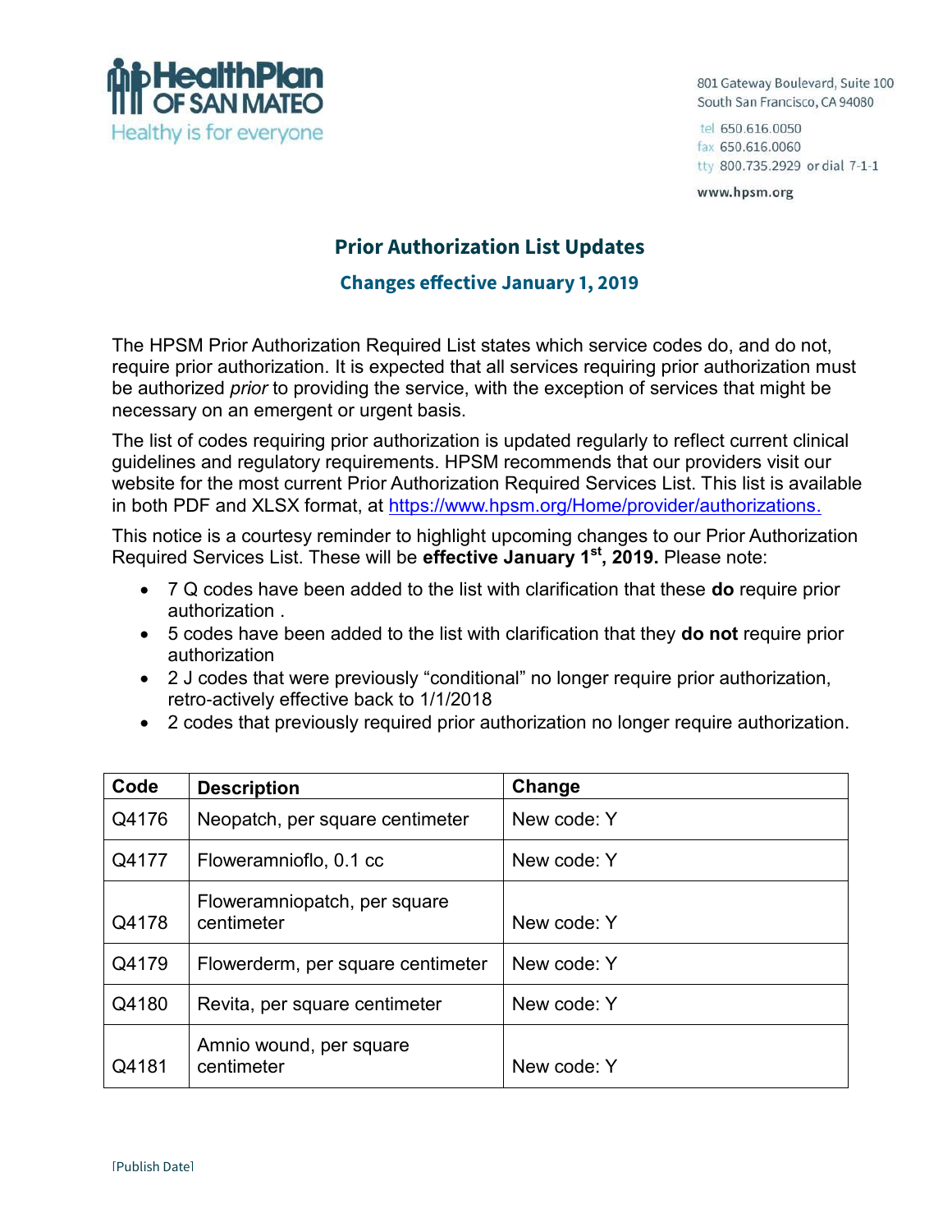HealthPlan OF SAN MATEO
Healthy is for everyone

801 Gateway Boulevard, Suite 100
South San Francisco, CA 94080

tel 650.616.0050
fax 650.616.0060
tty 800.735.2929 or dial 7-1-1

www.hpsm.org

## Prior Authorization List Updates

### Changes effective January 1, 2019

The HPSM Prior Authorization Required List states which service codes do, and do not, require prior authorization. It is expected that all services requiring prior authorization must be authorized *prior* to providing the service, with the exception of services that might be necessary on an emergent or urgent basis.

The list of codes requiring prior authorization is updated regularly to reflect current clinical guidelines and regulatory requirements. HPSM recommends that our providers visit our website for the most current Prior Authorization Required Services List. This list is available in both PDF and XLSX format, at [https://www.hpsm.org/Home/provider/authorizations.](https://www.hpsm.org/Home/provider/authorizations)

This notice is a courtesy reminder to highlight upcoming changes to our Prior Authorization Required Services List. These will be **effective January 1st, 2019.** Please note:

- 7 Q codes have been added to the list with clarification that these **do** require prior authorization .
- 5 codes have been added to the list with clarification that they **do not** require prior authorization
- 2 J codes that were previously “conditional” no longer require prior authorization, retro-actively effective back to 1/1/2018
- 2 codes that previously required prior authorization no longer require authorization.

| Code | Description | Change |
|---|---|---|
| Q4176 | Neopatch, per square centimeter | New code: Y |
| Q4177 | Floweramnioflo, 0.1 cc | New code: Y |
| Q4178 | Floweramniopatch, per square centimeter | New code: Y |
| Q4179 | Flowerderm, per square centimeter | New code: Y |
| Q4180 | Revita, per square centimeter | New code: Y |
| Q4181 | Amnio wound, per square centimeter | New code: Y |

[Publish Date]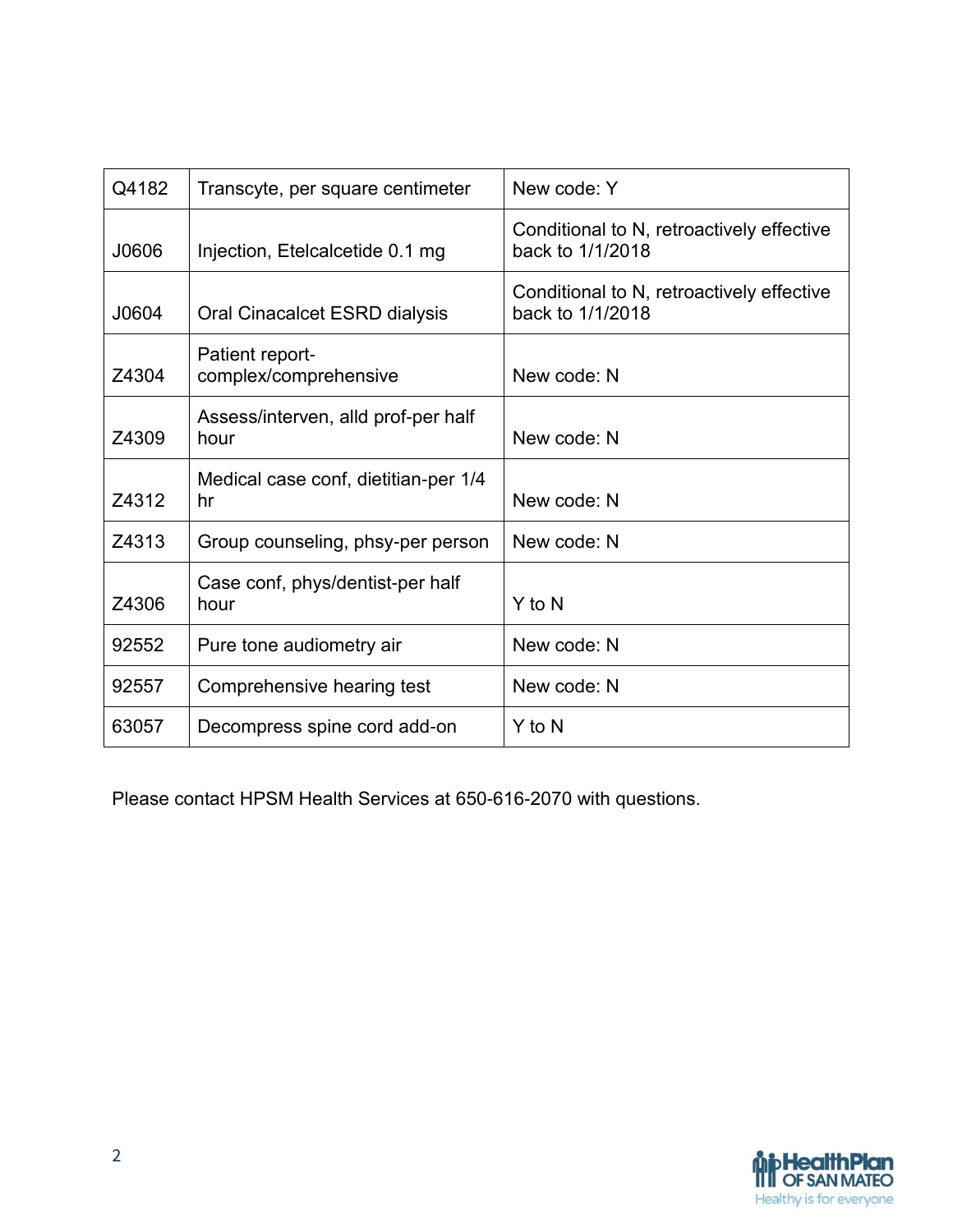| | | |
|---|---|---|
| Q4182 | Transcyte, per square centimeter | New code: Y |
| J0606 | Injection, Etelcalcetide 0.1 mg | Conditional to N, retroactively effective back to 1/1/2018 |
| J0604 | Oral Cinacalcet ESRD dialysis | Conditional to N, retroactively effective back to 1/1/2018 |
| Z4304 | Patient report-complex/comprehensive | New code: N |
| Z4309 | Assess/interven, alld prof-per half hour | New code: N |
| Z4312 | Medical case conf, dietitian-per 1/4 hr | New code: N |
| Z4313 | Group counseling, phsy-per person | New code: N |
| Z4306 | Case conf, phys/dentist-per half hour | Y to N |
| 92552 | Pure tone audiometry air | New code: N |
| 92557 | Comprehensive hearing test | New code: N |
| 63057 | Decompress spine cord add-on | Y to N |

Please contact HPSM Health Services at 650-616-2070 with questions.